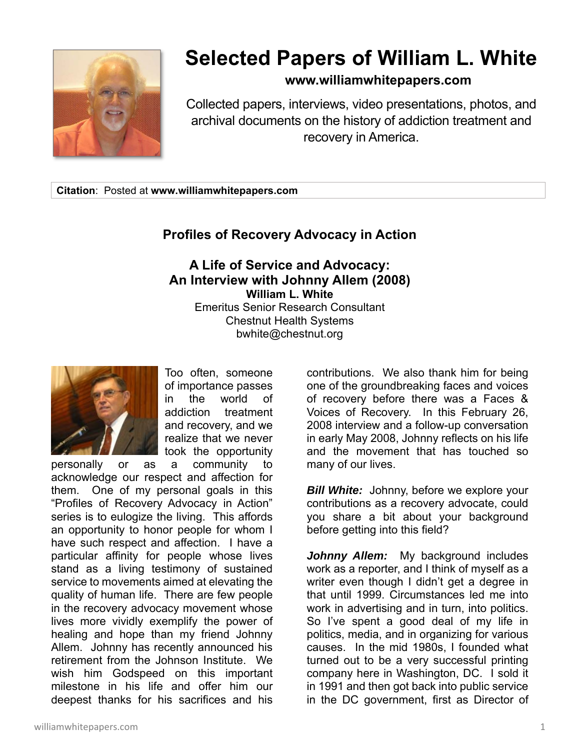# Selected Papers of William L. White

**www.williamwhitepapers.com**

Collected papers, interviews, video presentations, photos, and archival documents on the history of addiction treatment and recovery in America.

**Citation**: Posted at **www.williamwhitepapers.com**

## Profiles of Recovery Advocacy in Action

## A Life of Service and Advocacy: An Interview with Johnny Allem (2008)

**William L. White**
Emeritus Senior Research Consultant
Chestnut Health Systems
bwhite@chestnut.org

Too often, someone of importance passes in the world of addiction treatment and recovery, and we realize that we never took the opportunity personally or as a community to acknowledge our respect and affection for them. One of my personal goals in this "Profiles of Recovery Advocacy in Action" series is to eulogize the living. This affords an opportunity to honor people for whom I have such respect and affection. I have a particular affinity for people whose lives stand as a living testimony of sustained service to movements aimed at elevating the quality of human life. There are few people in the recovery advocacy movement whose lives more vividly exemplify the power of healing and hope than my friend Johnny Allem. Johnny has recently announced his retirement from the Johnson Institute. We wish him Godspeed on this important milestone in his life and offer him our deepest thanks for his sacrifices and his contributions. We also thank him for being one of the groundbreaking faces and voices of recovery before there was a Faces & Voices of Recovery. In this February 26, 2008 interview and a follow-up conversation in early May 2008, Johnny reflects on his life and the movement that has touched so many of our lives.

***Bill White:*** Johnny, before we explore your contributions as a recovery advocate, could you share a bit about your background before getting into this field?

***Johnny Allem:*** My background includes work as a reporter, and I think of myself as a writer even though I didn't get a degree in that until 1999. Circumstances led me into work in advertising and in turn, into politics. So I've spent a good deal of my life in politics, media, and in organizing for various causes. In the mid 1980s, I founded what turned out to be a very successful printing company here in Washington, DC. I sold it in 1991 and then got back into public service in the DC government, first as Director of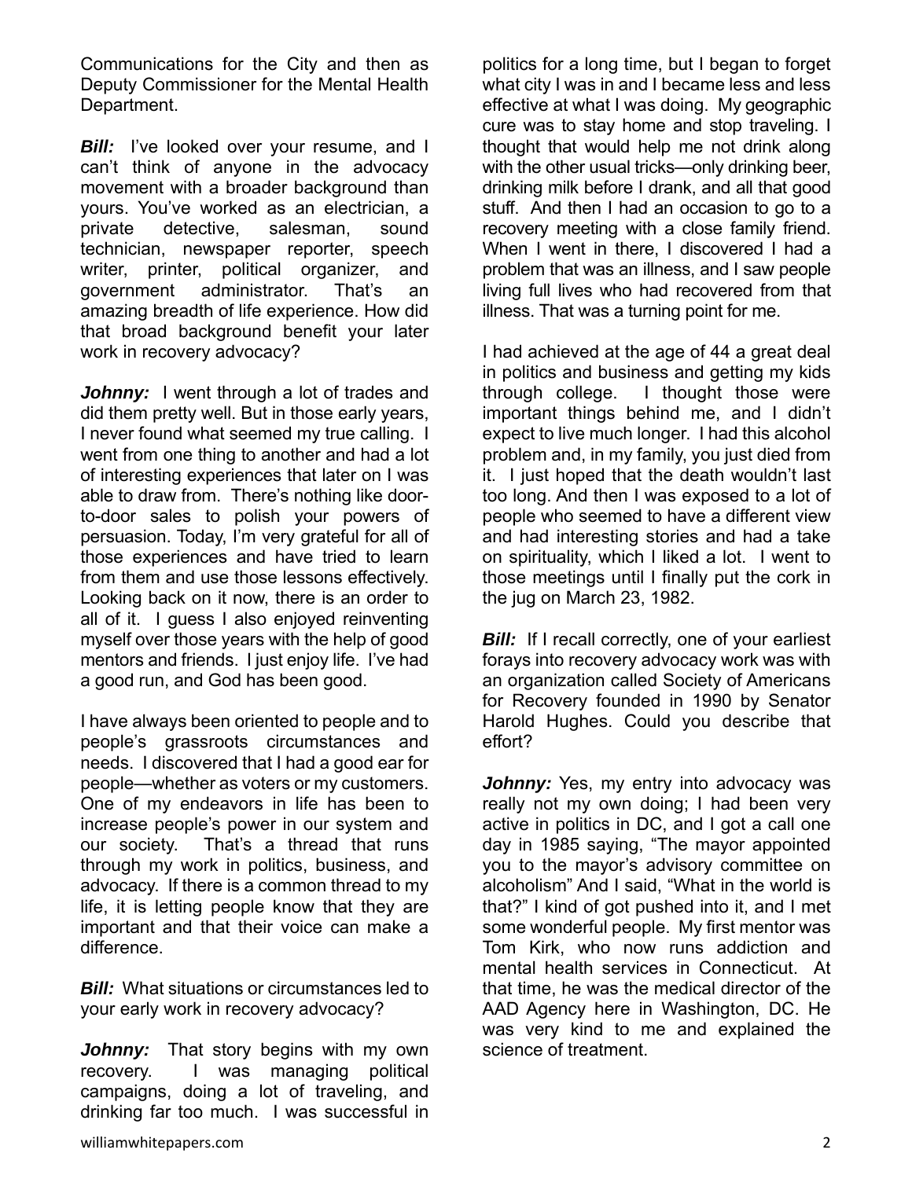Communications for the City and then as Deputy Commissioner for the Mental Health Department.

***Bill:*** I've looked over your resume, and I can't think of anyone in the advocacy movement with a broader background than yours. You've worked as an electrician, a private detective, salesman, sound technician, newspaper reporter, speech writer, printer, political organizer, and government administrator. That's an amazing breadth of life experience. How did that broad background benefit your later work in recovery advocacy?

***Johnny:*** I went through a lot of trades and did them pretty well. But in those early years, I never found what seemed my true calling. I went from one thing to another and had a lot of interesting experiences that later on I was able to draw from. There's nothing like door-to-door sales to polish your powers of persuasion. Today, I'm very grateful for all of those experiences and have tried to learn from them and use those lessons effectively. Looking back on it now, there is an order to all of it. I guess I also enjoyed reinventing myself over those years with the help of good mentors and friends. I just enjoy life. I've had a good run, and God has been good.

I have always been oriented to people and to people's grassroots circumstances and needs. I discovered that I had a good ear for people—whether as voters or my customers. One of my endeavors in life has been to increase people's power in our system and our society. That's a thread that runs through my work in politics, business, and advocacy. If there is a common thread to my life, it is letting people know that they are important and that their voice can make a difference.

***Bill:*** What situations or circumstances led to your early work in recovery advocacy?

***Johnny:*** That story begins with my own recovery. I was managing political campaigns, doing a lot of traveling, and drinking far too much. I was successful in politics for a long time, but I began to forget what city I was in and I became less and less effective at what I was doing. My geographic cure was to stay home and stop traveling. I thought that would help me not drink along with the other usual tricks—only drinking beer, drinking milk before I drank, and all that good stuff. And then I had an occasion to go to a recovery meeting with a close family friend. When I went in there, I discovered I had a problem that was an illness, and I saw people living full lives who had recovered from that illness. That was a turning point for me.

I had achieved at the age of 44 a great deal in politics and business and getting my kids through college. I thought those were important things behind me, and I didn't expect to live much longer. I had this alcohol problem and, in my family, you just died from it. I just hoped that the death wouldn't last too long. And then I was exposed to a lot of people who seemed to have a different view and had interesting stories and had a take on spirituality, which I liked a lot. I went to those meetings until I finally put the cork in the jug on March 23, 1982.

***Bill:*** If I recall correctly, one of your earliest forays into recovery advocacy work was with an organization called Society of Americans for Recovery founded in 1990 by Senator Harold Hughes. Could you describe that effort?

***Johnny:*** Yes, my entry into advocacy was really not my own doing; I had been very active in politics in DC, and I got a call one day in 1985 saying, "The mayor appointed you to the mayor's advisory committee on alcoholism" And I said, "What in the world is that?" I kind of got pushed into it, and I met some wonderful people. My first mentor was Tom Kirk, who now runs addiction and mental health services in Connecticut. At that time, he was the medical director of the AAD Agency here in Washington, DC. He was very kind to me and explained the science of treatment.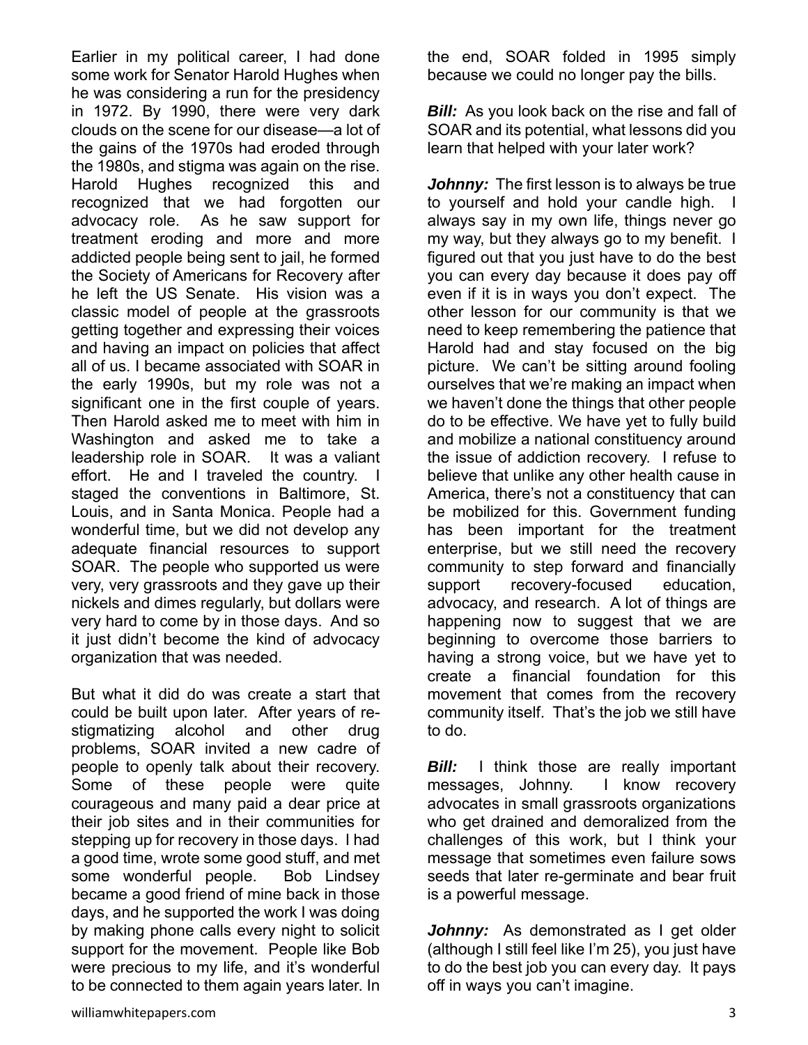Earlier in my political career, I had done some work for Senator Harold Hughes when he was considering a run for the presidency in 1972. By 1990, there were very dark clouds on the scene for our disease—a lot of the gains of the 1970s had eroded through the 1980s, and stigma was again on the rise. Harold Hughes recognized this and recognized that we had forgotten our advocacy role. As he saw support for treatment eroding and more and more addicted people being sent to jail, he formed the Society of Americans for Recovery after he left the US Senate. His vision was a classic model of people at the grassroots getting together and expressing their voices and having an impact on policies that affect all of us. I became associated with SOAR in the early 1990s, but my role was not a significant one in the first couple of years. Then Harold asked me to meet with him in Washington and asked me to take a leadership role in SOAR. It was a valiant effort. He and I traveled the country. I staged the conventions in Baltimore, St. Louis, and in Santa Monica. People had a wonderful time, but we did not develop any adequate financial resources to support SOAR. The people who supported us were very, very grassroots and they gave up their nickels and dimes regularly, but dollars were very hard to come by in those days. And so it just didn't become the kind of advocacy organization that was needed.

But what it did do was create a start that could be built upon later. After years of re-stigmatizing alcohol and other drug problems, SOAR invited a new cadre of people to openly talk about their recovery. Some of these people were quite courageous and many paid a dear price at their job sites and in their communities for stepping up for recovery in those days. I had a good time, wrote some good stuff, and met some wonderful people. Bob Lindsey became a good friend of mine back in those days, and he supported the work I was doing by making phone calls every night to solicit support for the movement. People like Bob were precious to my life, and it's wonderful to be connected to them again years later. In the end, SOAR folded in 1995 simply because we could no longer pay the bills.

***Bill:*** As you look back on the rise and fall of SOAR and its potential, what lessons did you learn that helped with your later work?

***Johnny:*** The first lesson is to always be true to yourself and hold your candle high. I always say in my own life, things never go my way, but they always go to my benefit. I figured out that you just have to do the best you can every day because it does pay off even if it is in ways you don't expect. The other lesson for our community is that we need to keep remembering the patience that Harold had and stay focused on the big picture. We can't be sitting around fooling ourselves that we're making an impact when we haven't done the things that other people do to be effective. We have yet to fully build and mobilize a national constituency around the issue of addiction recovery. I refuse to believe that unlike any other health cause in America, there's not a constituency that can be mobilized for this. Government funding has been important for the treatment enterprise, but we still need the recovery community to step forward and financially support recovery-focused education, advocacy, and research. A lot of things are happening now to suggest that we are beginning to overcome those barriers to having a strong voice, but we have yet to create a financial foundation for this movement that comes from the recovery community itself. That's the job we still have to do.

***Bill:*** I think those are really important messages, Johnny. I know recovery advocates in small grassroots organizations who get drained and demoralized from the challenges of this work, but I think your message that sometimes even failure sows seeds that later re-germinate and bear fruit is a powerful message.

***Johnny:*** As demonstrated as I get older (although I still feel like I'm 25), you just have to do the best job you can every day. It pays off in ways you can't imagine.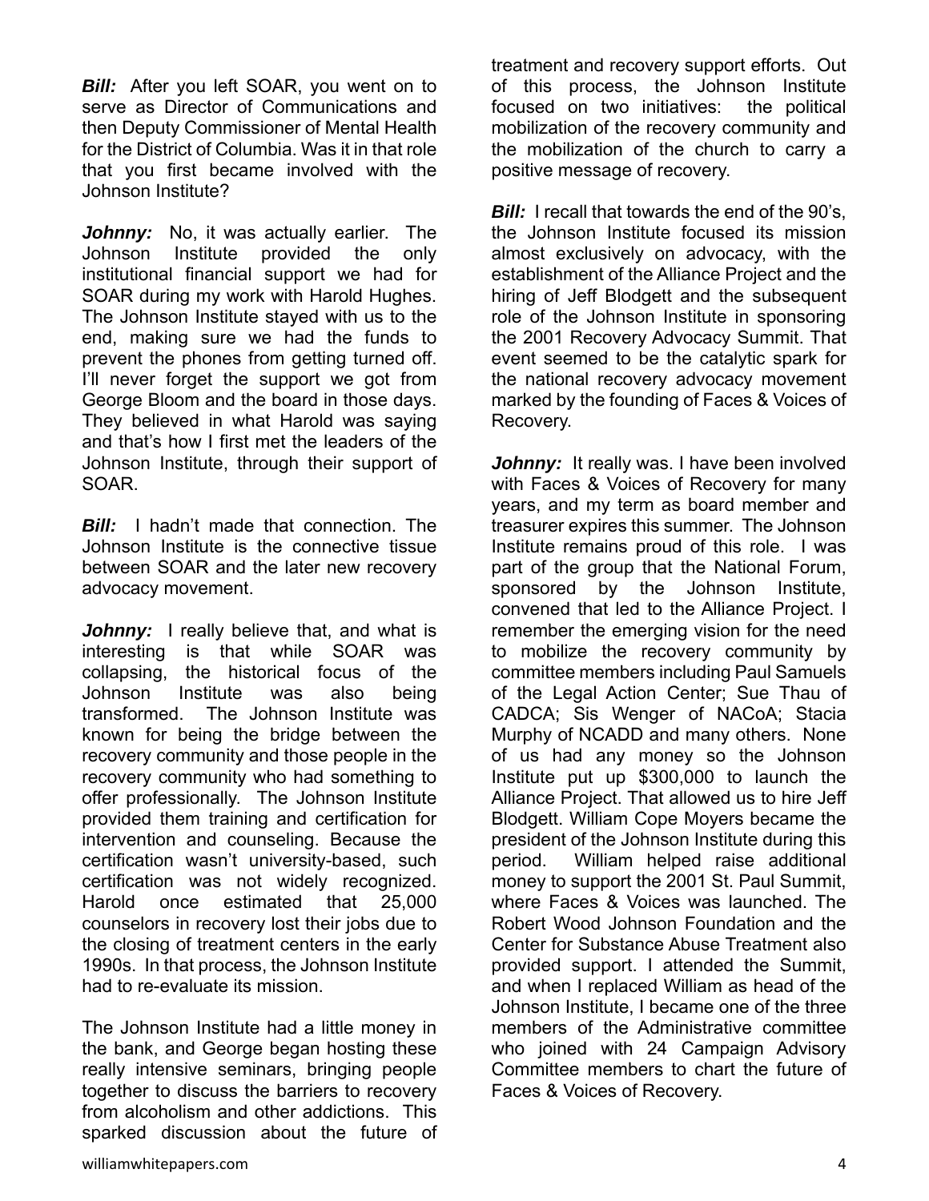***Bill:*** After you left SOAR, you went on to serve as Director of Communications and then Deputy Commissioner of Mental Health for the District of Columbia. Was it in that role that you first became involved with the Johnson Institute?

***Johnny:*** No, it was actually earlier. The Johnson Institute provided the only institutional financial support we had for SOAR during my work with Harold Hughes. The Johnson Institute stayed with us to the end, making sure we had the funds to prevent the phones from getting turned off. I'll never forget the support we got from George Bloom and the board in those days. They believed in what Harold was saying and that's how I first met the leaders of the Johnson Institute, through their support of SOAR.

***Bill:*** I hadn't made that connection. The Johnson Institute is the connective tissue between SOAR and the later new recovery advocacy movement.

***Johnny:*** I really believe that, and what is interesting is that while SOAR was collapsing, the historical focus of the Johnson Institute was also being transformed. The Johnson Institute was known for being the bridge between the recovery community and those people in the recovery community who had something to offer professionally. The Johnson Institute provided them training and certification for intervention and counseling. Because the certification wasn't university-based, such certification was not widely recognized. Harold once estimated that 25,000 counselors in recovery lost their jobs due to the closing of treatment centers in the early 1990s. In that process, the Johnson Institute had to re-evaluate its mission.

The Johnson Institute had a little money in the bank, and George began hosting these really intensive seminars, bringing people together to discuss the barriers to recovery from alcoholism and other addictions. This sparked discussion about the future of treatment and recovery support efforts. Out of this process, the Johnson Institute focused on two initiatives: the political mobilization of the recovery community and the mobilization of the church to carry a positive message of recovery.

***Bill:*** I recall that towards the end of the 90's, the Johnson Institute focused its mission almost exclusively on advocacy, with the establishment of the Alliance Project and the hiring of Jeff Blodgett and the subsequent role of the Johnson Institute in sponsoring the 2001 Recovery Advocacy Summit. That event seemed to be the catalytic spark for the national recovery advocacy movement marked by the founding of Faces & Voices of Recovery.

***Johnny:*** It really was. I have been involved with Faces & Voices of Recovery for many years, and my term as board member and treasurer expires this summer. The Johnson Institute remains proud of this role. I was part of the group that the National Forum, sponsored by the Johnson Institute, convened that led to the Alliance Project. I remember the emerging vision for the need to mobilize the recovery community by committee members including Paul Samuels of the Legal Action Center; Sue Thau of CADCA; Sis Wenger of NACoA; Stacia Murphy of NCADD and many others. None of us had any money so the Johnson Institute put up $300,000 to launch the Alliance Project. That allowed us to hire Jeff Blodgett. William Cope Moyers became the president of the Johnson Institute during this period. William helped raise additional money to support the 2001 St. Paul Summit, where Faces & Voices was launched. The Robert Wood Johnson Foundation and the Center for Substance Abuse Treatment also provided support. I attended the Summit, and when I replaced William as head of the Johnson Institute, I became one of the three members of the Administrative committee who joined with 24 Campaign Advisory Committee members to chart the future of Faces & Voices of Recovery.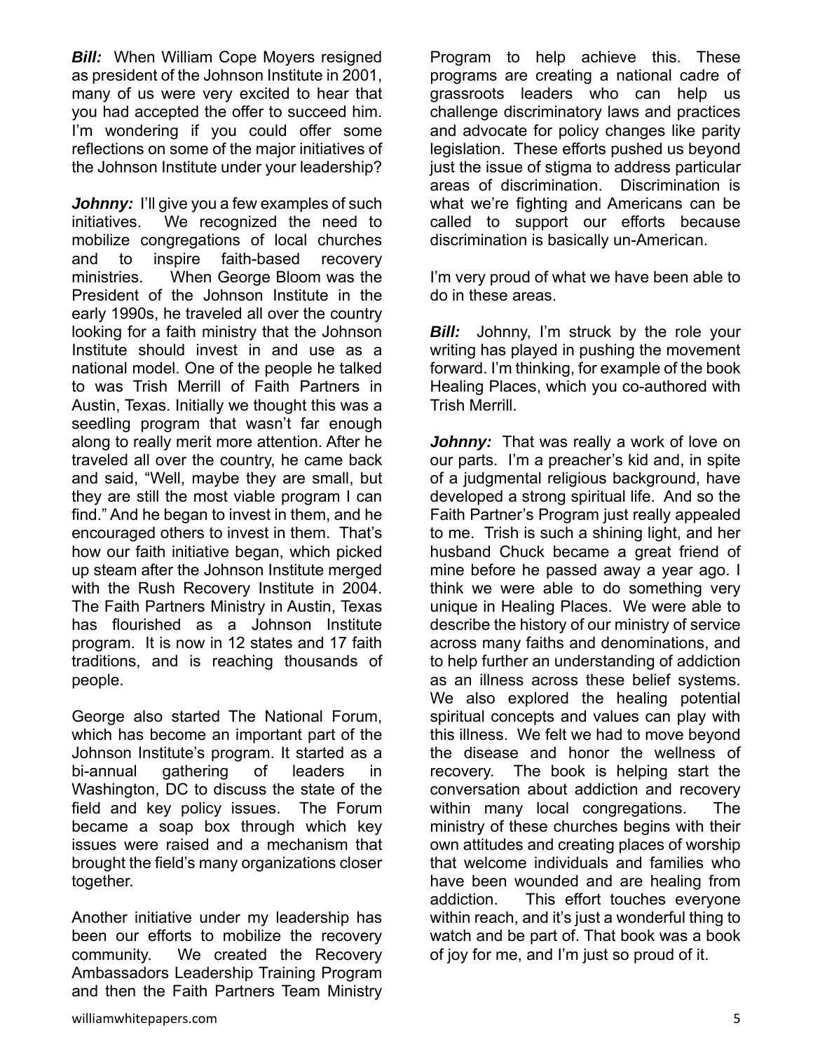***Bill:*** When William Cope Moyers resigned as president of the Johnson Institute in 2001, many of us were very excited to hear that you had accepted the offer to succeed him. I'm wondering if you could offer some reflections on some of the major initiatives of the Johnson Institute under your leadership?

***Johnny:*** I'll give you a few examples of such initiatives. We recognized the need to mobilize congregations of local churches and to inspire faith-based recovery ministries. When George Bloom was the President of the Johnson Institute in the early 1990s, he traveled all over the country looking for a faith ministry that the Johnson Institute should invest in and use as a national model. One of the people he talked to was Trish Merrill of Faith Partners in Austin, Texas. Initially we thought this was a seedling program that wasn't far enough along to really merit more attention. After he traveled all over the country, he came back and said, "Well, maybe they are small, but they are still the most viable program I can find." And he began to invest in them, and he encouraged others to invest in them. That's how our faith initiative began, which picked up steam after the Johnson Institute merged with the Rush Recovery Institute in 2004. The Faith Partners Ministry in Austin, Texas has flourished as a Johnson Institute program. It is now in 12 states and 17 faith traditions, and is reaching thousands of people.

George also started The National Forum, which has become an important part of the Johnson Institute's program. It started as a bi-annual gathering of leaders in Washington, DC to discuss the state of the field and key policy issues. The Forum became a soap box through which key issues were raised and a mechanism that brought the field's many organizations closer together.

Another initiative under my leadership has been our efforts to mobilize the recovery community. We created the Recovery Ambassadors Leadership Training Program and then the Faith Partners Team Ministry Program to help achieve this. These programs are creating a national cadre of grassroots leaders who can help us challenge discriminatory laws and practices and advocate for policy changes like parity legislation. These efforts pushed us beyond just the issue of stigma to address particular areas of discrimination. Discrimination is what we're fighting and Americans can be called to support our efforts because discrimination is basically un-American.

I'm very proud of what we have been able to do in these areas.

***Bill:*** Johnny, I'm struck by the role your writing has played in pushing the movement forward. I'm thinking, for example of the book Healing Places, which you co-authored with Trish Merrill.

***Johnny:*** That was really a work of love on our parts. I'm a preacher's kid and, in spite of a judgmental religious background, have developed a strong spiritual life. And so the Faith Partner's Program just really appealed to me. Trish is such a shining light, and her husband Chuck became a great friend of mine before he passed away a year ago. I think we were able to do something very unique in Healing Places. We were able to describe the history of our ministry of service across many faiths and denominations, and to help further an understanding of addiction as an illness across these belief systems. We also explored the healing potential spiritual concepts and values can play with this illness. We felt we had to move beyond the disease and honor the wellness of recovery. The book is helping start the conversation about addiction and recovery within many local congregations. The ministry of these churches begins with their own attitudes and creating places of worship that welcome individuals and families who have been wounded and are healing from addiction. This effort touches everyone within reach, and it's just a wonderful thing to watch and be part of. That book was a book of joy for me, and I'm just so proud of it.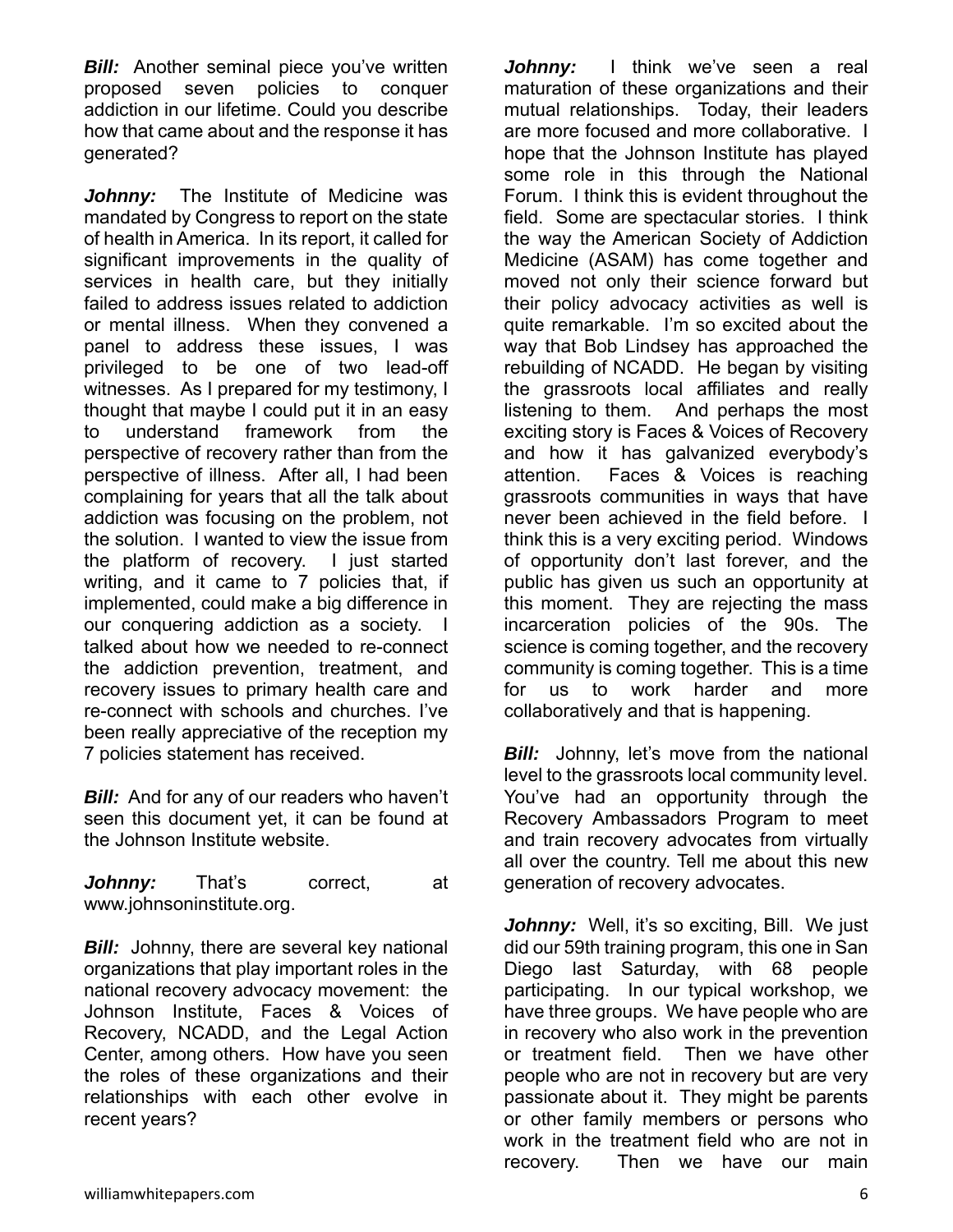***Bill:*** Another seminal piece you've written proposed seven policies to conquer addiction in our lifetime. Could you describe how that came about and the response it has generated?

***Johnny:*** The Institute of Medicine was mandated by Congress to report on the state of health in America. In its report, it called for significant improvements in the quality of services in health care, but they initially failed to address issues related to addiction or mental illness. When they convened a panel to address these issues, I was privileged to be one of two lead-off witnesses. As I prepared for my testimony, I thought that maybe I could put it in an easy to understand framework from the perspective of recovery rather than from the perspective of illness. After all, I had been complaining for years that all the talk about addiction was focusing on the problem, not the solution. I wanted to view the issue from the platform of recovery. I just started writing, and it came to 7 policies that, if implemented, could make a big difference in our conquering addiction as a society. I talked about how we needed to re-connect the addiction prevention, treatment, and recovery issues to primary health care and re-connect with schools and churches. I've been really appreciative of the reception my 7 policies statement has received.

***Bill:*** And for any of our readers who haven't seen this document yet, it can be found at the Johnson Institute website.

***Johnny:*** That's correct, at www.johnsoninstitute.org.

***Bill:*** Johnny, there are several key national organizations that play important roles in the national recovery advocacy movement: the Johnson Institute, Faces & Voices of Recovery, NCADD, and the Legal Action Center, among others. How have you seen the roles of these organizations and their relationships with each other evolve in recent years?

***Johnny:*** I think we've seen a real maturation of these organizations and their mutual relationships. Today, their leaders are more focused and more collaborative. I hope that the Johnson Institute has played some role in this through the National Forum. I think this is evident throughout the field. Some are spectacular stories. I think the way the American Society of Addiction Medicine (ASAM) has come together and moved not only their science forward but their policy advocacy activities as well is quite remarkable. I'm so excited about the way that Bob Lindsey has approached the rebuilding of NCADD. He began by visiting the grassroots local affiliates and really listening to them. And perhaps the most exciting story is Faces & Voices of Recovery and how it has galvanized everybody's attention. Faces & Voices is reaching grassroots communities in ways that have never been achieved in the field before. I think this is a very exciting period. Windows of opportunity don't last forever, and the public has given us such an opportunity at this moment. They are rejecting the mass incarceration policies of the 90s. The science is coming together, and the recovery community is coming together. This is a time for us to work harder and more collaboratively and that is happening.

***Bill:*** Johnny, let's move from the national level to the grassroots local community level. You've had an opportunity through the Recovery Ambassadors Program to meet and train recovery advocates from virtually all over the country. Tell me about this new generation of recovery advocates.

***Johnny:*** Well, it's so exciting, Bill. We just did our 59th training program, this one in San Diego last Saturday, with 68 people participating. In our typical workshop, we have three groups. We have people who are in recovery who also work in the prevention or treatment field. Then we have other people who are not in recovery but are very passionate about it. They might be parents or other family members or persons who work in the treatment field who are not in recovery. Then we have our main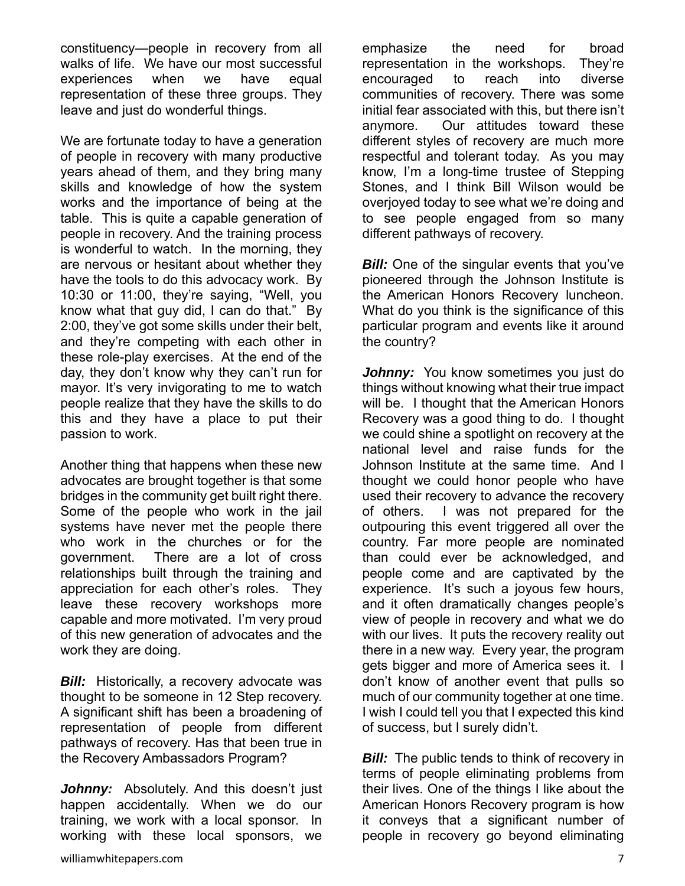constituency—people in recovery from all walks of life. We have our most successful experiences when we have equal representation of these three groups. They leave and just do wonderful things.

We are fortunate today to have a generation of people in recovery with many productive years ahead of them, and they bring many skills and knowledge of how the system works and the importance of being at the table. This is quite a capable generation of people in recovery. And the training process is wonderful to watch. In the morning, they are nervous or hesitant about whether they have the tools to do this advocacy work. By 10:30 or 11:00, they're saying, "Well, you know what that guy did, I can do that." By 2:00, they've got some skills under their belt, and they're competing with each other in these role-play exercises. At the end of the day, they don't know why they can't run for mayor. It's very invigorating to me to watch people realize that they have the skills to do this and they have a place to put their passion to work.

Another thing that happens when these new advocates are brought together is that some bridges in the community get built right there. Some of the people who work in the jail systems have never met the people there who work in the churches or for the government. There are a lot of cross relationships built through the training and appreciation for each other's roles. They leave these recovery workshops more capable and more motivated. I'm very proud of this new generation of advocates and the work they are doing.

***Bill:*** Historically, a recovery advocate was thought to be someone in 12 Step recovery. A significant shift has been a broadening of representation of people from different pathways of recovery. Has that been true in the Recovery Ambassadors Program?

***Johnny:*** Absolutely. And this doesn't just happen accidentally. When we do our training, we work with a local sponsor. In working with these local sponsors, we emphasize the need for broad representation in the workshops. They're encouraged to reach into diverse communities of recovery. There was some initial fear associated with this, but there isn't anymore. Our attitudes toward these different styles of recovery are much more respectful and tolerant today. As you may know, I'm a long-time trustee of Stepping Stones, and I think Bill Wilson would be overjoyed today to see what we're doing and to see people engaged from so many different pathways of recovery.

***Bill:*** One of the singular events that you've pioneered through the Johnson Institute is the American Honors Recovery luncheon. What do you think is the significance of this particular program and events like it around the country?

***Johnny:*** You know sometimes you just do things without knowing what their true impact will be. I thought that the American Honors Recovery was a good thing to do. I thought we could shine a spotlight on recovery at the national level and raise funds for the Johnson Institute at the same time. And I thought we could honor people who have used their recovery to advance the recovery of others. I was not prepared for the outpouring this event triggered all over the country. Far more people are nominated than could ever be acknowledged, and people come and are captivated by the experience. It's such a joyous few hours, and it often dramatically changes people's view of people in recovery and what we do with our lives. It puts the recovery reality out there in a new way. Every year, the program gets bigger and more of America sees it. I don't know of another event that pulls so much of our community together at one time. I wish I could tell you that I expected this kind of success, but I surely didn't.

***Bill:*** The public tends to think of recovery in terms of people eliminating problems from their lives. One of the things I like about the American Honors Recovery program is how it conveys that a significant number of people in recovery go beyond eliminating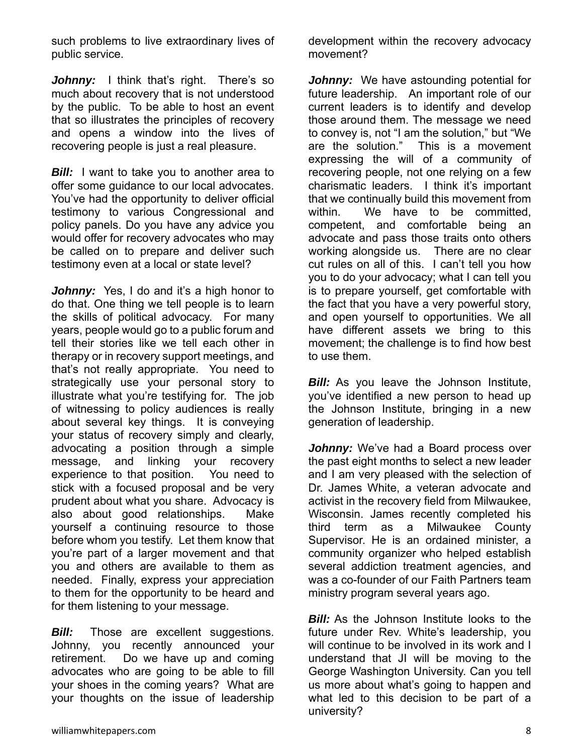such problems to live extraordinary lives of public service.

***Johnny:*** I think that's right. There's so much about recovery that is not understood by the public. To be able to host an event that so illustrates the principles of recovery and opens a window into the lives of recovering people is just a real pleasure.

***Bill:*** I want to take you to another area to offer some guidance to our local advocates. You've had the opportunity to deliver official testimony to various Congressional and policy panels. Do you have any advice you would offer for recovery advocates who may be called on to prepare and deliver such testimony even at a local or state level?

***Johnny:*** Yes, I do and it's a high honor to do that. One thing we tell people is to learn the skills of political advocacy. For many years, people would go to a public forum and tell their stories like we tell each other in therapy or in recovery support meetings, and that's not really appropriate. You need to strategically use your personal story to illustrate what you're testifying for. The job of witnessing to policy audiences is really about several key things. It is conveying your status of recovery simply and clearly, advocating a position through a simple message, and linking your recovery experience to that position. You need to stick with a focused proposal and be very prudent about what you share. Advocacy is also about good relationships. Make yourself a continuing resource to those before whom you testify. Let them know that you're part of a larger movement and that you and others are available to them as needed. Finally, express your appreciation to them for the opportunity to be heard and for them listening to your message.

***Bill:*** Those are excellent suggestions. Johnny, you recently announced your retirement. Do we have up and coming advocates who are going to be able to fill your shoes in the coming years? What are your thoughts on the issue of leadership development within the recovery advocacy movement?

***Johnny:*** We have astounding potential for future leadership. An important role of our current leaders is to identify and develop those around them. The message we need to convey is, not "I am the solution," but "We are the solution." This is a movement expressing the will of a community of recovering people, not one relying on a few charismatic leaders. I think it's important that we continually build this movement from within. We have to be committed, competent, and comfortable being an advocate and pass those traits onto others working alongside us. There are no clear cut rules on all of this. I can't tell you how you to do your advocacy; what I can tell you is to prepare yourself, get comfortable with the fact that you have a very powerful story, and open yourself to opportunities. We all have different assets we bring to this movement; the challenge is to find how best to use them.

***Bill:*** As you leave the Johnson Institute, you've identified a new person to head up the Johnson Institute, bringing in a new generation of leadership.

***Johnny:*** We've had a Board process over the past eight months to select a new leader and I am very pleased with the selection of Dr. James White, a veteran advocate and activist in the recovery field from Milwaukee, Wisconsin. James recently completed his third term as a Milwaukee County Supervisor. He is an ordained minister, a community organizer who helped establish several addiction treatment agencies, and was a co-founder of our Faith Partners team ministry program several years ago.

***Bill:*** As the Johnson Institute looks to the future under Rev. White's leadership, you will continue to be involved in its work and I understand that JI will be moving to the George Washington University. Can you tell us more about what's going to happen and what led to this decision to be part of a university?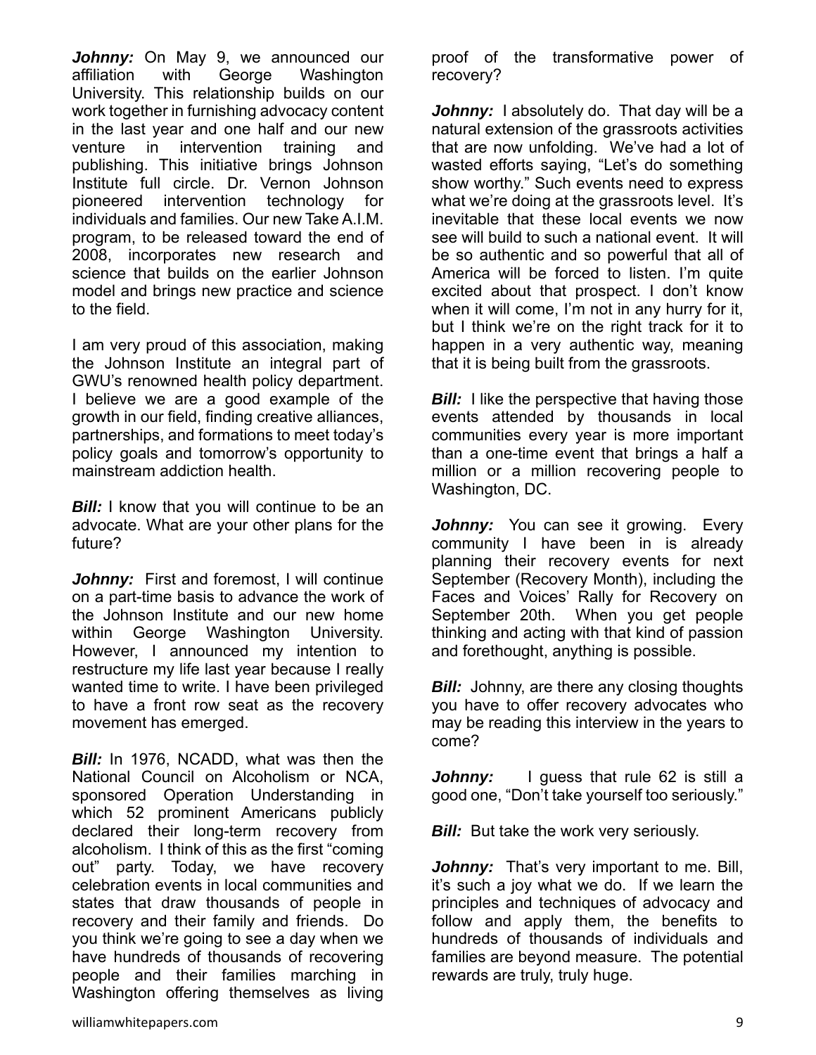***Johnny:*** On May 9, we announced our affiliation with George Washington University. This relationship builds on our work together in furnishing advocacy content in the last year and one half and our new venture in intervention training and publishing. This initiative brings Johnson Institute full circle. Dr. Vernon Johnson pioneered intervention technology for individuals and families. Our new Take A.I.M. program, to be released toward the end of 2008, incorporates new research and science that builds on the earlier Johnson model and brings new practice and science to the field.

I am very proud of this association, making the Johnson Institute an integral part of GWU's renowned health policy department. I believe we are a good example of the growth in our field, finding creative alliances, partnerships, and formations to meet today's policy goals and tomorrow's opportunity to mainstream addiction health.

***Bill:*** I know that you will continue to be an advocate. What are your other plans for the future?

***Johnny:*** First and foremost, I will continue on a part-time basis to advance the work of the Johnson Institute and our new home within George Washington University. However, I announced my intention to restructure my life last year because I really wanted time to write. I have been privileged to have a front row seat as the recovery movement has emerged.

***Bill:*** In 1976, NCADD, what was then the National Council on Alcoholism or NCA, sponsored Operation Understanding in which 52 prominent Americans publicly declared their long-term recovery from alcoholism. I think of this as the first "coming out" party. Today, we have recovery celebration events in local communities and states that draw thousands of people in recovery and their family and friends. Do you think we're going to see a day when we have hundreds of thousands of recovering people and their families marching in Washington offering themselves as living proof of the transformative power of recovery?

***Johnny:*** I absolutely do. That day will be a natural extension of the grassroots activities that are now unfolding. We've had a lot of wasted efforts saying, "Let's do something show worthy." Such events need to express what we're doing at the grassroots level. It's inevitable that these local events we now see will build to such a national event. It will be so authentic and so powerful that all of America will be forced to listen. I'm quite excited about that prospect. I don't know when it will come, I'm not in any hurry for it, but I think we're on the right track for it to happen in a very authentic way, meaning that it is being built from the grassroots.

***Bill:*** I like the perspective that having those events attended by thousands in local communities every year is more important than a one-time event that brings a half a million or a million recovering people to Washington, DC.

***Johnny:*** You can see it growing. Every community I have been in is already planning their recovery events for next September (Recovery Month), including the Faces and Voices' Rally for Recovery on September 20th. When you get people thinking and acting with that kind of passion and forethought, anything is possible.

***Bill:*** Johnny, are there any closing thoughts you have to offer recovery advocates who may be reading this interview in the years to come?

***Johnny:*** I guess that rule 62 is still a good one, "Don't take yourself too seriously."

***Bill:*** But take the work very seriously.

***Johnny:*** That's very important to me. Bill, it's such a joy what we do. If we learn the principles and techniques of advocacy and follow and apply them, the benefits to hundreds of thousands of individuals and families are beyond measure. The potential rewards are truly, truly huge.